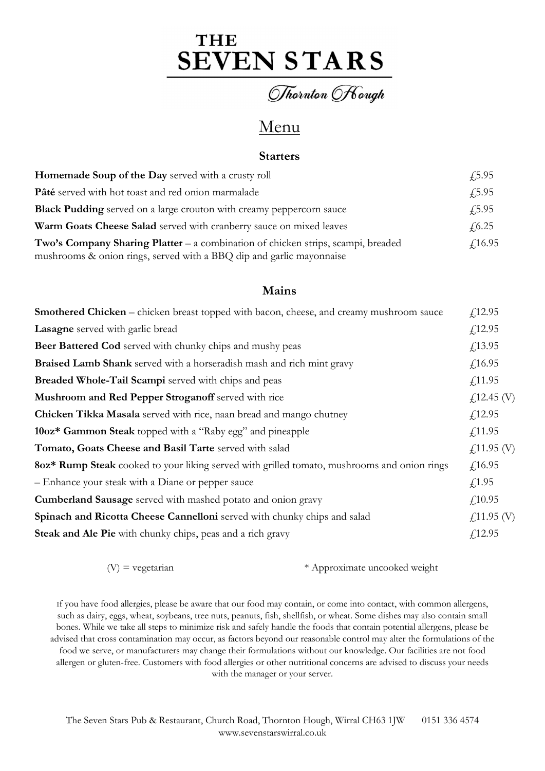# THE SEVEN STARS

*Thornton Hough*

## Menu

### Starters

| | |
|---|---|
| **Homemade Soup of the Day** served with a crusty roll | £5.95 |
| **Pâté** served with hot toast and red onion marmalade | £5.95 |
| **Black Pudding** served on a large crouton with creamy peppercorn sauce | £5.95 |
| **Warm Goats Cheese Salad** served with cranberry sauce on mixed leaves | £6.25 |
| **Two's Company Sharing Platter** – a combination of chicken strips, scampi, breaded mushrooms & onion rings, served with a BBQ dip and garlic mayonnaise | £16.95 |

### Mains

| | |
|---|---|
| **Smothered Chicken** – chicken breast topped with bacon, cheese, and creamy mushroom sauce | £12.95 |
| **Lasagne** served with garlic bread | £12.95 |
| **Beer Battered Cod** served with chunky chips and mushy peas | £13.95 |
| **Braised Lamb Shank** served with a horseradish mash and rich mint gravy | £16.95 |
| **Breaded Whole-Tail Scampi** served with chips and peas | £11.95 |
| **Mushroom and Red Pepper Stroganoff** served with rice | £12.45 (V) |
| **Chicken Tikka Masala** served with rice, naan bread and mango chutney | £12.95 |
| **10oz* Gammon Steak** topped with a "Raby egg" and pineapple | £11.95 |
| **Tomato, Goats Cheese and Basil Tarte** served with salad | £11.95 (V) |
| **8oz* Rump Steak** cooked to your liking served with grilled tomato, mushrooms and onion rings | £16.95 |
| – Enhance your steak with a Diane or pepper sauce | £1.95 |
| **Cumberland Sausage** served with mashed potato and onion gravy | £10.95 |
| **Spinach and Ricotta Cheese Cannelloni** served with chunky chips and salad | £11.95 (V) |
| **Steak and Ale Pie** with chunky chips, peas and a rich gravy | £12.95 |

(V) = vegetarian     * Approximate uncooked weight

If you have food allergies, please be aware that our food may contain, or come into contact, with common allergens, such as dairy, eggs, wheat, soybeans, tree nuts, peanuts, fish, shellfish, or wheat. Some dishes may also contain small bones. While we take all steps to minimize risk and safely handle the foods that contain potential allergens, please be advised that cross contamination may occur, as factors beyond our reasonable control may alter the formulations of the food we serve, or manufacturers may change their formulations without our knowledge. Our facilities are not food allergen or gluten-free. Customers with food allergies or other nutritional concerns are advised to discuss your needs with the manager or your server.

The Seven Stars Pub & Restaurant, Church Road, Thornton Hough, Wirral CH63 1JW     0151 336 4574
www.sevenstarswirral.co.uk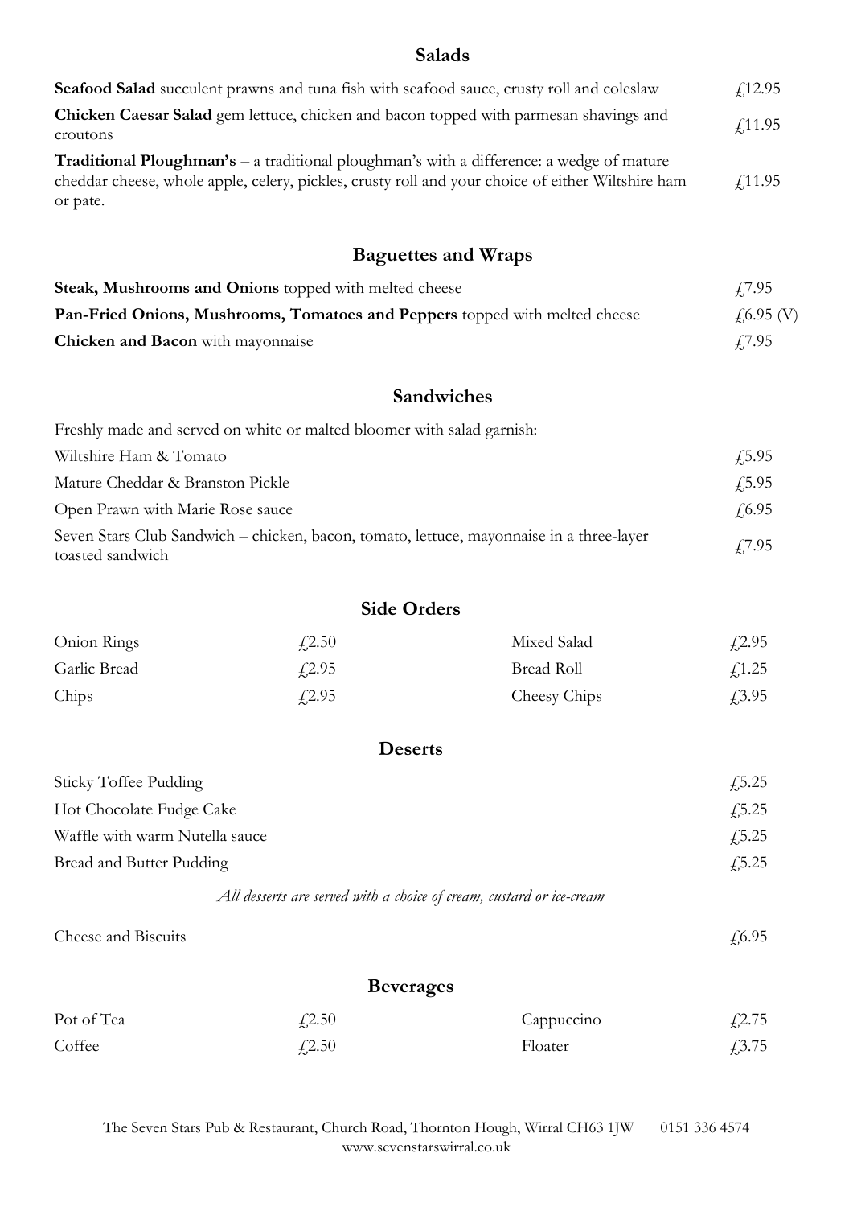## Salads

| | |
|---|---|
| **Seafood Salad** succulent prawns and tuna fish with seafood sauce, crusty roll and coleslaw | £12.95 |
| **Chicken Caesar Salad** gem lettuce, chicken and bacon topped with parmesan shavings and croutons | £11.95 |
| **Traditional Ploughman's** – a traditional ploughman's with a difference: a wedge of mature cheddar cheese, whole apple, celery, pickles, crusty roll and your choice of either Wiltshire ham or pate. | £11.95 |

## Baguettes and Wraps

| | |
|---|---|
| **Steak, Mushrooms and Onions** topped with melted cheese | £7.95 |
| **Pan-Fried Onions, Mushrooms, Tomatoes and Peppers** topped with melted cheese | £6.95 (V) |
| **Chicken and Bacon** with mayonnaise | £7.95 |

## Sandwiches

Freshly made and served on white or malted bloomer with salad garnish:

| | |
|---|---|
| Wiltshire Ham & Tomato | £5.95 |
| Mature Cheddar & Branston Pickle | £5.95 |
| Open Prawn with Marie Rose sauce | £6.95 |
| Seven Stars Club Sandwich – chicken, bacon, tomato, lettuce, mayonnaise in a three-layer toasted sandwich | £7.95 |

## Side Orders

| | | | |
|---|---|---|---|
| Onion Rings | £2.50 | Mixed Salad | £2.95 |
| Garlic Bread | £2.95 | Bread Roll | £1.25 |
| Chips | £2.95 | Cheesy Chips | £3.95 |

## Deserts

| | |
|---|---|
| Sticky Toffee Pudding | £5.25 |
| Hot Chocolate Fudge Cake | £5.25 |
| Waffle with warm Nutella sauce | £5.25 |
| Bread and Butter Pudding | £5.25 |

*All desserts are served with a choice of cream, custard or ice-cream*

| | |
|---|---|
| Cheese and Biscuits | £6.95 |

## Beverages

| | | | |
|---|---|---|---|
| Pot of Tea | £2.50 | Cappuccino | £2.75 |
| Coffee | £2.50 | Floater | £3.75 |

The Seven Stars Pub & Restaurant, Church Road, Thornton Hough, Wirral CH63 1JW 0151 336 4574
www.sevenstarswirral.co.uk